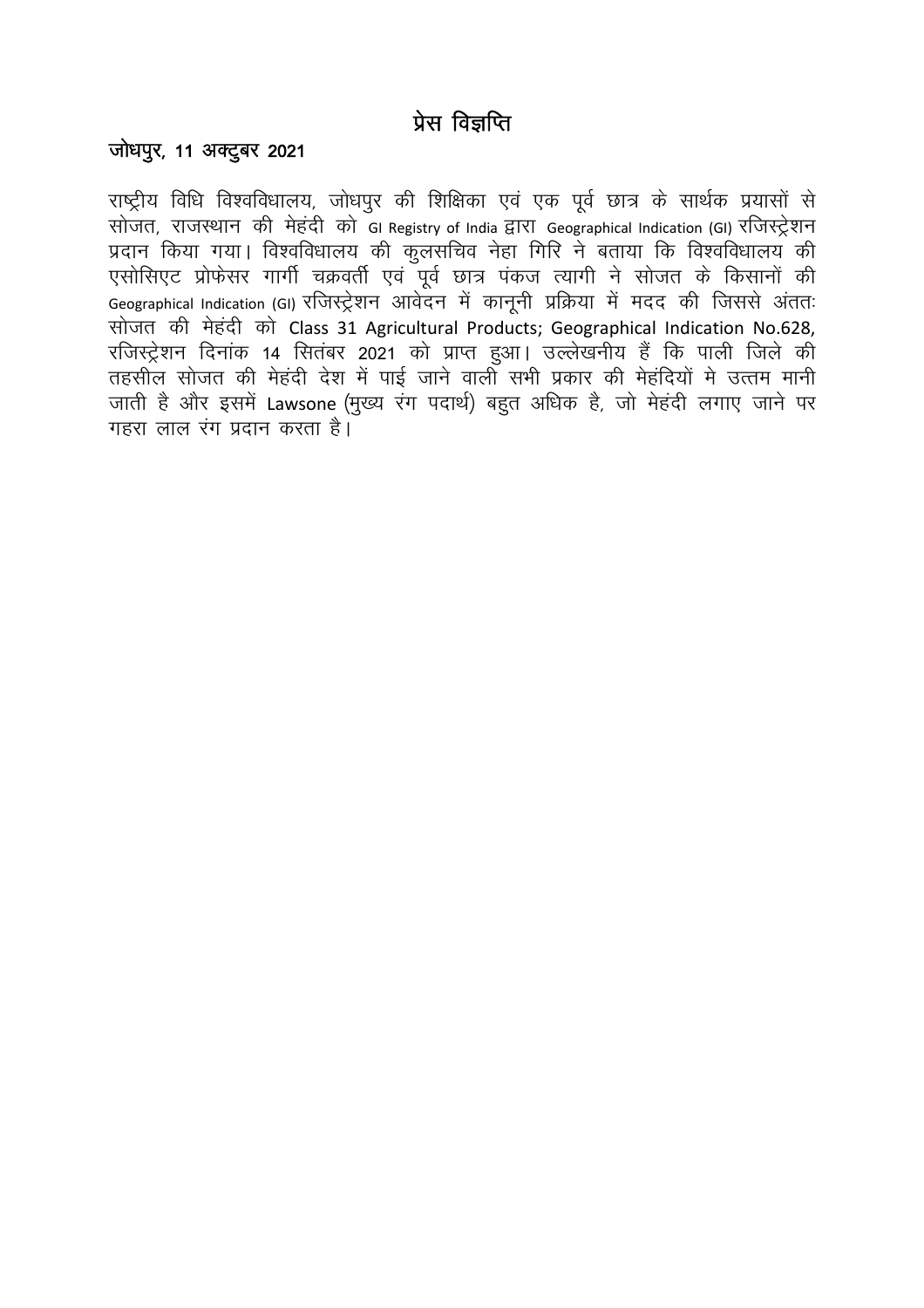# प्रेस विज्ञप्ति

**जोधपुर, 11 अक्टुबर 2021**

राष्ट्रीय विधि विश्वविधालय, जोधपुर की शिक्षिका एवं एक पूर्व छात्र के सार्थक प्रयासों से सोजत, राजस्थान की मेहंदी को GI Registry of India द्वारा Geographical Indication (GI) रजिस्ट्रेशन प्रदान किया गया। विश्वविधालय की कुलसचिव नेहा गिरि ने बताया कि विश्वविधालय की एसोसिएट प्रोफेसर गार्गी चक्रवर्ती एवं पूर्व छात्र पंकज त्यागी ने सोजत के किसानों की Geographical Indication (GI) रजिस्ट्रेशन आवेदन में कानूनी प्रक्रिया में मदद की जिससे अंततः सोजत की मेहंदी को Class 31 Agricultural Products; Geographical Indication No.628, रजिस्ट्रेशन दिनांक 14 सितंबर 2021 को प्राप्त हुआ। उल्लेखनीय हैं कि पाली जिले की तहसील सोजत की मेहंदी देश में पाई जाने वाली सभी प्रकार की मेहंदियों मे उत्तम मानी जाती है और इसमें Lawsone (मुख्य रंग पदार्थ) बहुत अधिक है, जो मेहंदी लगाए जाने पर गहरा लाल रंग प्रदान करता है।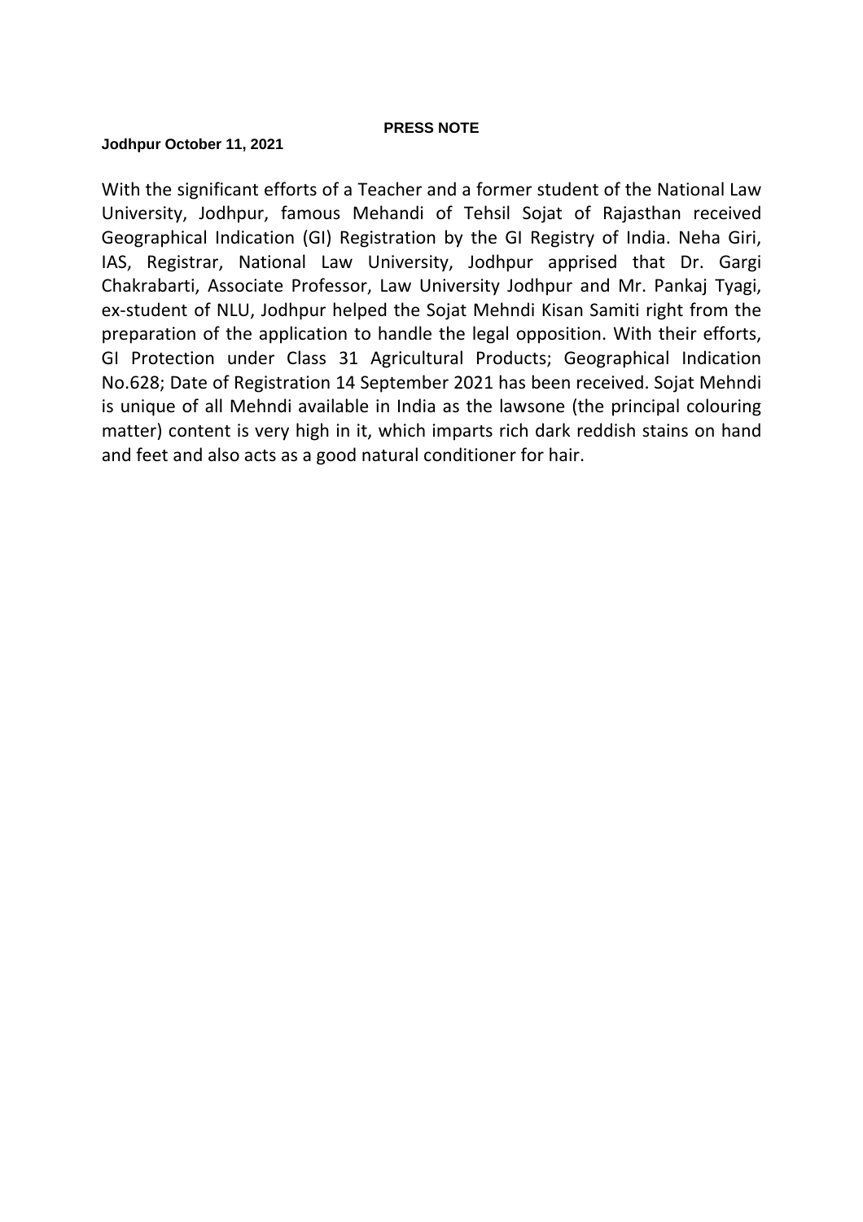**PRESS NOTE**

**Jodhpur October 11, 2021**

With the significant efforts of a Teacher and a former student of the National Law University, Jodhpur, famous Mehandi of Tehsil Sojat of Rajasthan received Geographical Indication (GI) Registration by the GI Registry of India. Neha Giri, IAS, Registrar, National Law University, Jodhpur apprised that Dr. Gargi Chakrabarti, Associate Professor, Law University Jodhpur and Mr. Pankaj Tyagi, ex-student of NLU, Jodhpur helped the Sojat Mehndi Kisan Samiti right from the preparation of the application to handle the legal opposition. With their efforts, GI Protection under Class 31 Agricultural Products; Geographical Indication No.628; Date of Registration 14 September 2021 has been received. Sojat Mehndi is unique of all Mehndi available in India as the lawsone (the principal colouring matter) content is very high in it, which imparts rich dark reddish stains on hand and feet and also acts as a good natural conditioner for hair.